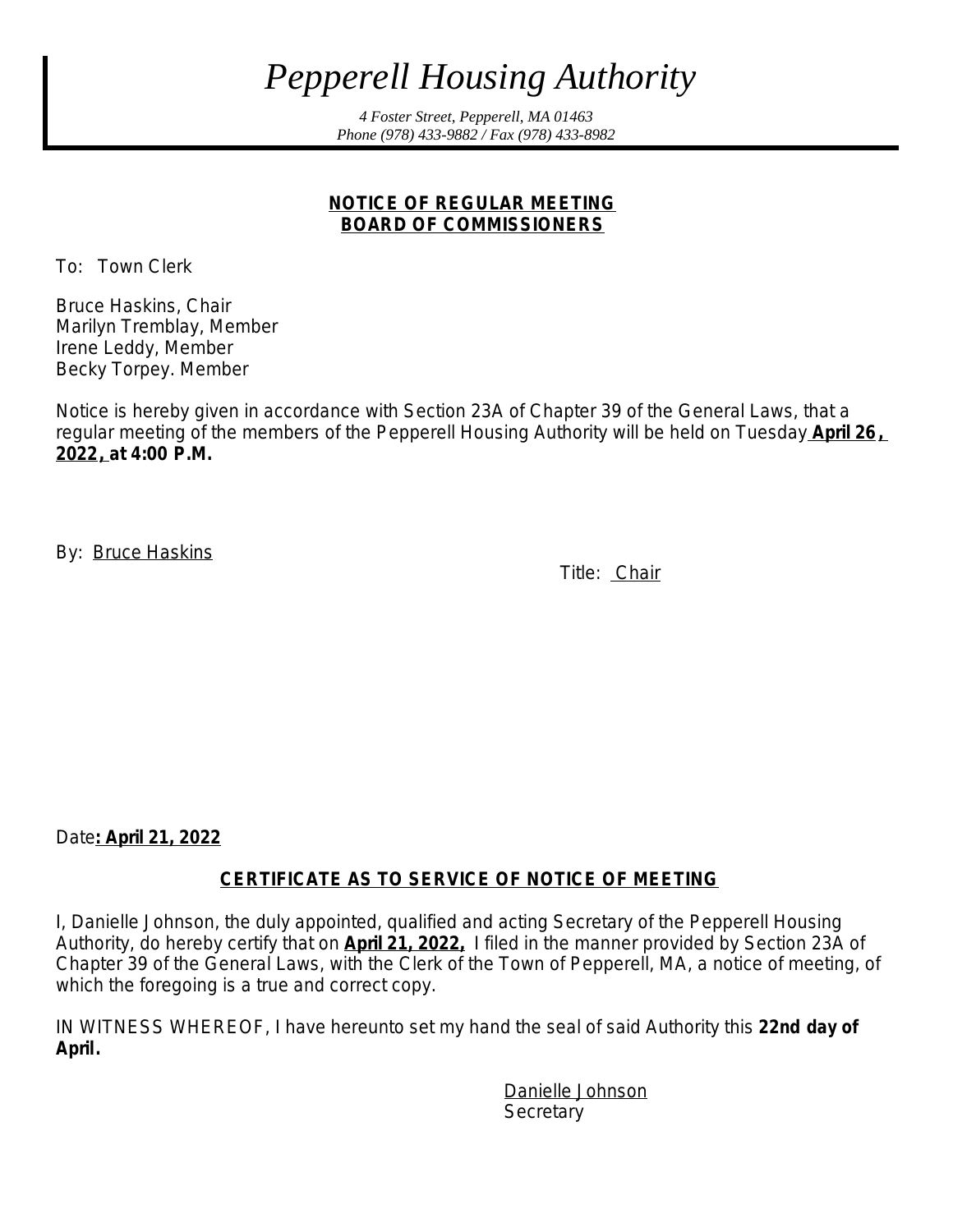# *Pepperell Housing Authority*

*4 Foster Street, Pepperell, MA 01463*
*Phone (978) 433-9882 / Fax (978) 433-8982*

## NOTICE OF REGULAR MEETING
## BOARD OF COMMISSIONERS

To: Town Clerk

Bruce Haskins, Chair
Marilyn Tremblay, Member
Irene Leddy, Member
Becky Torpey. Member

Notice is hereby given in accordance with Section 23A of Chapter 39 of the General Laws, that a regular meeting of the members of the Pepperell Housing Authority will be held on Tuesday **April 26, 2022, at 4:00 P.M.**

By: Bruce Haskins

Title: Chair

Date**: April 21, 2022**

## CERTIFICATE AS TO SERVICE OF NOTICE OF MEETING

I, Danielle Johnson, the duly appointed, qualified and acting Secretary of the Pepperell Housing Authority, do hereby certify that on **April 21, 2022,** I filed in the manner provided by Section 23A of Chapter 39 of the General Laws, with the Clerk of the Town of Pepperell, MA, a notice of meeting, of which the foregoing is a true and correct copy.

IN WITNESS WHEREOF, I have hereunto set my hand the seal of said Authority this **22nd day of April.**

Danielle Johnson
Secretary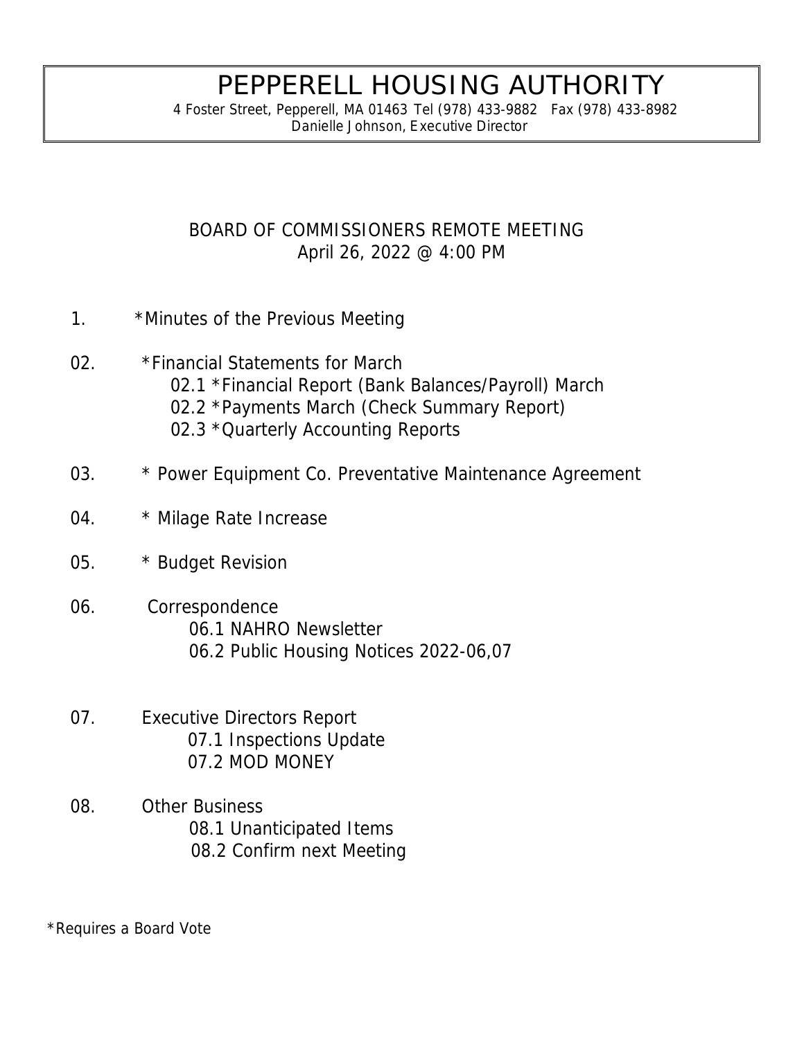# PEPPERELL HOUSING AUTHORITY

4 Foster Street, Pepperell, MA 01463 Tel (978) 433-9882 Fax (978) 433-8982
Danielle Johnson, Executive Director

## BOARD OF COMMISSIONERS REMOTE MEETING
April 26, 2022 @ 4:00 PM

1. *Minutes of the Previous Meeting

02. *Financial Statements for March
    - 02.1 *Financial Report (Bank Balances/Payroll) March
    - 02.2 *Payments March (Check Summary Report)
    - 02.3 *Quarterly Accounting Reports

03. * Power Equipment Co. Preventative Maintenance Agreement

04. * Milage Rate Increase

05. * Budget Revision

06. Correspondence
    - 06.1 NAHRO Newsletter
    - 06.2 Public Housing Notices 2022-06,07

07. Executive Directors Report
    - 07.1 Inspections Update
    - 07.2 MOD MONEY

08. Other Business
    - 08.1 Unanticipated Items
    - 08.2 Confirm next Meeting

*Requires a Board Vote